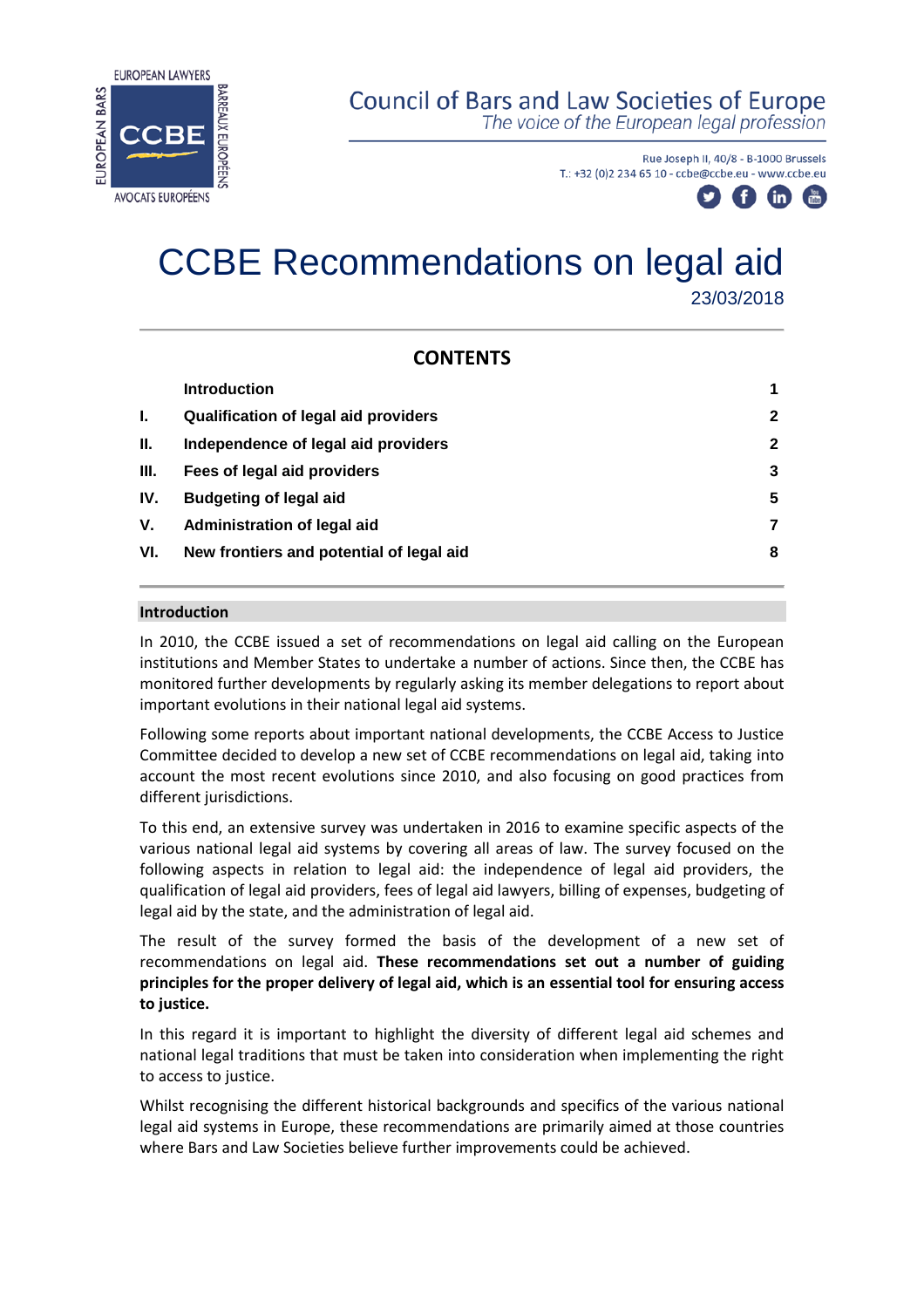Council of Bars and Law Societies of Europe
*The voice of the European legal profession*

Rue Joseph II, 40/8 - B-1000 Brussels
T.: +32 (0)2 234 65 10 - ccbe@ccbe.eu - www.ccbe.eu

# CCBE Recommendations on legal aid

23/03/2018

## CONTENTS

| | | |
|---|---|---|
| | Introduction | 1 |
| I. | Qualification of legal aid providers | 2 |
| II. | Independence of legal aid providers | 2 |
| III. | Fees of legal aid providers | 3 |
| IV. | Budgeting of legal aid | 5 |
| V. | Administration of legal aid | 7 |
| VI. | New frontiers and potential of legal aid | 8 |

## Introduction

In 2010, the CCBE issued a set of recommendations on legal aid calling on the European institutions and Member States to undertake a number of actions. Since then, the CCBE has monitored further developments by regularly asking its member delegations to report about important evolutions in their national legal aid systems.

Following some reports about important national developments, the CCBE Access to Justice Committee decided to develop a new set of CCBE recommendations on legal aid, taking into account the most recent evolutions since 2010, and also focusing on good practices from different jurisdictions.

To this end, an extensive survey was undertaken in 2016 to examine specific aspects of the various national legal aid systems by covering all areas of law. The survey focused on the following aspects in relation to legal aid: the independence of legal aid providers, the qualification of legal aid providers, fees of legal aid lawyers, billing of expenses, budgeting of legal aid by the state, and the administration of legal aid.

The result of the survey formed the basis of the development of a new set of recommendations on legal aid. **These recommendations set out a number of guiding principles for the proper delivery of legal aid, which is an essential tool for ensuring access to justice.**

In this regard it is important to highlight the diversity of different legal aid schemes and national legal traditions that must be taken into consideration when implementing the right to access to justice.

Whilst recognising the different historical backgrounds and specifics of the various national legal aid systems in Europe, these recommendations are primarily aimed at those countries where Bars and Law Societies believe further improvements could be achieved.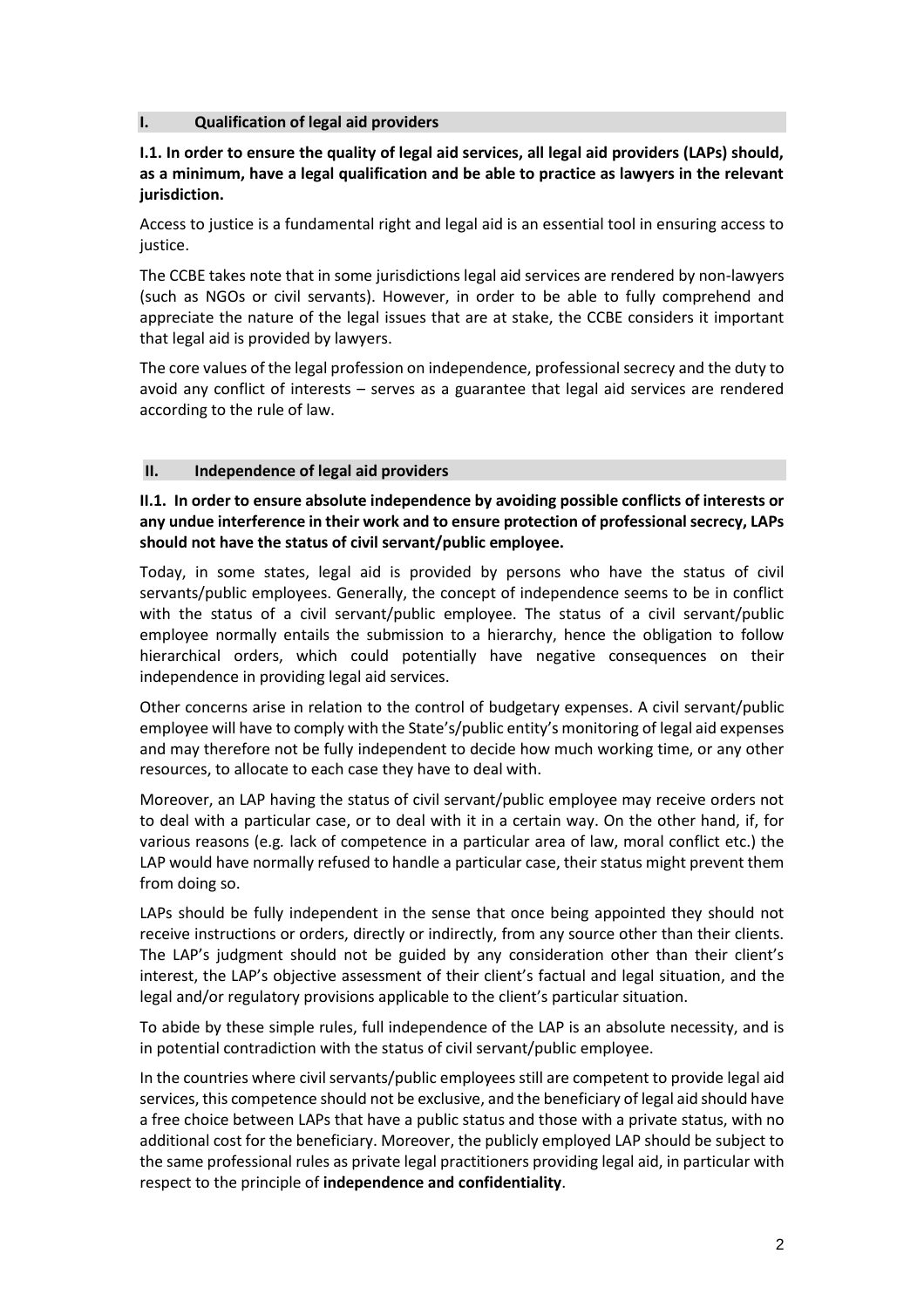## I. Qualification of legal aid providers

**I.1. In order to ensure the quality of legal aid services, all legal aid providers (LAPs) should, as a minimum, have a legal qualification and be able to practice as lawyers in the relevant jurisdiction.**

Access to justice is a fundamental right and legal aid is an essential tool in ensuring access to justice.

The CCBE takes note that in some jurisdictions legal aid services are rendered by non-lawyers (such as NGOs or civil servants). However, in order to be able to fully comprehend and appreciate the nature of the legal issues that are at stake, the CCBE considers it important that legal aid is provided by lawyers.

The core values of the legal profession on independence, professional secrecy and the duty to avoid any conflict of interests – serves as a guarantee that legal aid services are rendered according to the rule of law.

## II. Independence of legal aid providers

**II.1. In order to ensure absolute independence by avoiding possible conflicts of interests or any undue interference in their work and to ensure protection of professional secrecy, LAPs should not have the status of civil servant/public employee.**

Today, in some states, legal aid is provided by persons who have the status of civil servants/public employees. Generally, the concept of independence seems to be in conflict with the status of a civil servant/public employee. The status of a civil servant/public employee normally entails the submission to a hierarchy, hence the obligation to follow hierarchical orders, which could potentially have negative consequences on their independence in providing legal aid services.

Other concerns arise in relation to the control of budgetary expenses. A civil servant/public employee will have to comply with the State's/public entity's monitoring of legal aid expenses and may therefore not be fully independent to decide how much working time, or any other resources, to allocate to each case they have to deal with.

Moreover, an LAP having the status of civil servant/public employee may receive orders not to deal with a particular case, or to deal with it in a certain way. On the other hand, if, for various reasons (e.g*.* lack of competence in a particular area of law, moral conflict etc.) the LAP would have normally refused to handle a particular case, their status might prevent them from doing so.

LAPs should be fully independent in the sense that once being appointed they should not receive instructions or orders, directly or indirectly, from any source other than their clients. The LAP's judgment should not be guided by any consideration other than their client's interest, the LAP's objective assessment of their client's factual and legal situation, and the legal and/or regulatory provisions applicable to the client's particular situation.

To abide by these simple rules, full independence of the LAP is an absolute necessity, and is in potential contradiction with the status of civil servant/public employee.

In the countries where civil servants/public employees still are competent to provide legal aid services, this competence should not be exclusive, and the beneficiary of legal aid should have a free choice between LAPs that have a public status and those with a private status, with no additional cost for the beneficiary. Moreover, the publicly employed LAP should be subject to the same professional rules as private legal practitioners providing legal aid, in particular with respect to the principle of **independence and confidentiality**.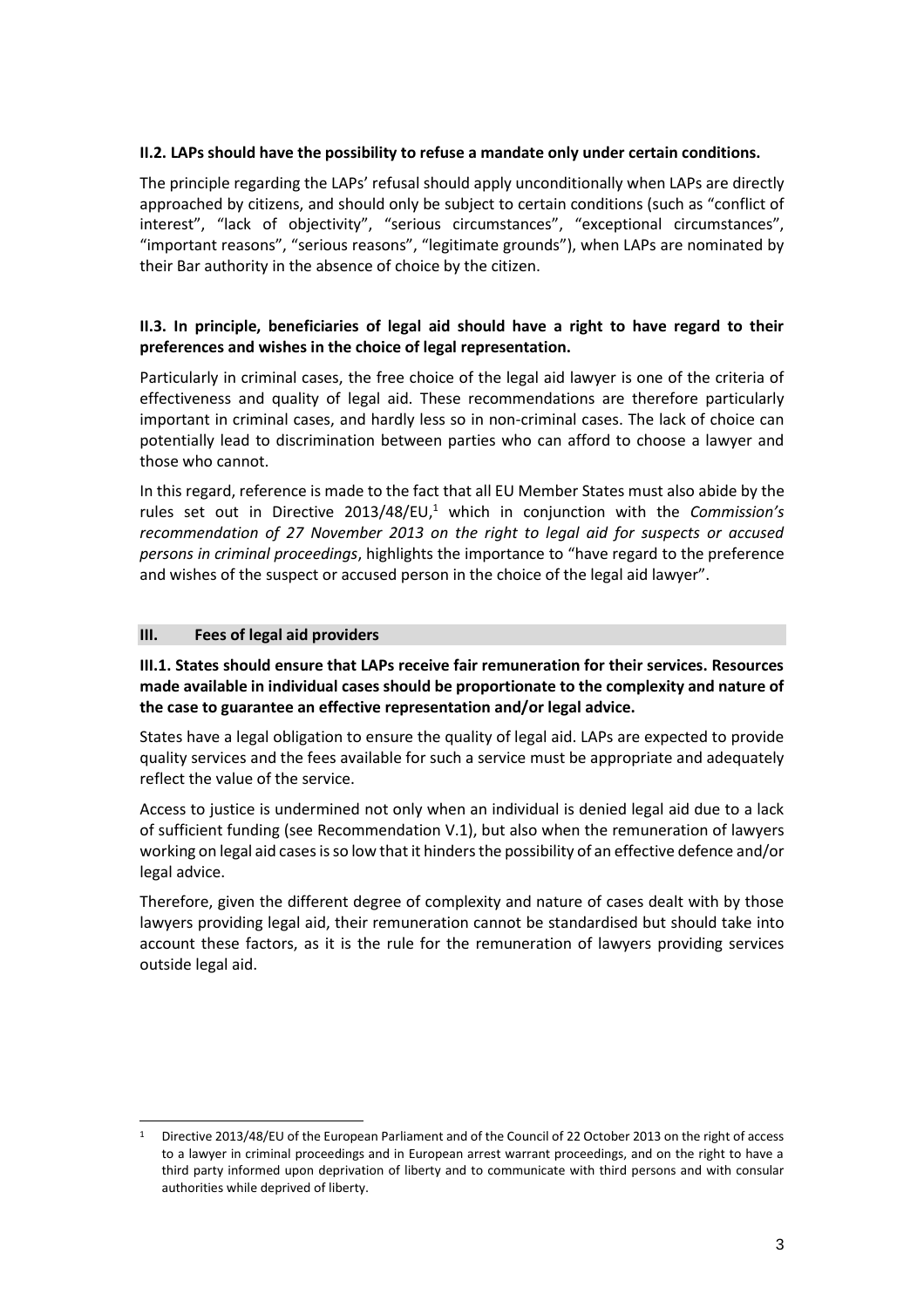**II.2. LAPs should have the possibility to refuse a mandate only under certain conditions.**

The principle regarding the LAPs' refusal should apply unconditionally when LAPs are directly approached by citizens, and should only be subject to certain conditions (such as "conflict of interest", "lack of objectivity", "serious circumstances", "exceptional circumstances", "important reasons", "serious reasons", "legitimate grounds"), when LAPs are nominated by their Bar authority in the absence of choice by the citizen.

**II.3. In principle, beneficiaries of legal aid should have a right to have regard to their preferences and wishes in the choice of legal representation.**

Particularly in criminal cases, the free choice of the legal aid lawyer is one of the criteria of effectiveness and quality of legal aid. These recommendations are therefore particularly important in criminal cases, and hardly less so in non-criminal cases. The lack of choice can potentially lead to discrimination between parties who can afford to choose a lawyer and those who cannot.

In this regard, reference is made to the fact that all EU Member States must also abide by the rules set out in Directive 2013/48/EU,[1] which in conjunction with the *Commission's recommendation of 27 November 2013 on the right to legal aid for suspects or accused persons in criminal proceedings*, highlights the importance to "have regard to the preference and wishes of the suspect or accused person in the choice of the legal aid lawyer".

## III. Fees of legal aid providers

**III.1. States should ensure that LAPs receive fair remuneration for their services. Resources made available in individual cases should be proportionate to the complexity and nature of the case to guarantee an effective representation and/or legal advice.**

States have a legal obligation to ensure the quality of legal aid. LAPs are expected to provide quality services and the fees available for such a service must be appropriate and adequately reflect the value of the service.

Access to justice is undermined not only when an individual is denied legal aid due to a lack of sufficient funding (see Recommendation V.1), but also when the remuneration of lawyers working on legal aid cases is so low that it hinders the possibility of an effective defence and/or legal advice.

Therefore, given the different degree of complexity and nature of cases dealt with by those lawyers providing legal aid, their remuneration cannot be standardised but should take into account these factors, as it is the rule for the remuneration of lawyers providing services outside legal aid.

---

[1] Directive 2013/48/EU of the European Parliament and of the Council of 22 October 2013 on the right of access to a lawyer in criminal proceedings and in European arrest warrant proceedings, and on the right to have a third party informed upon deprivation of liberty and to communicate with third persons and with consular authorities while deprived of liberty.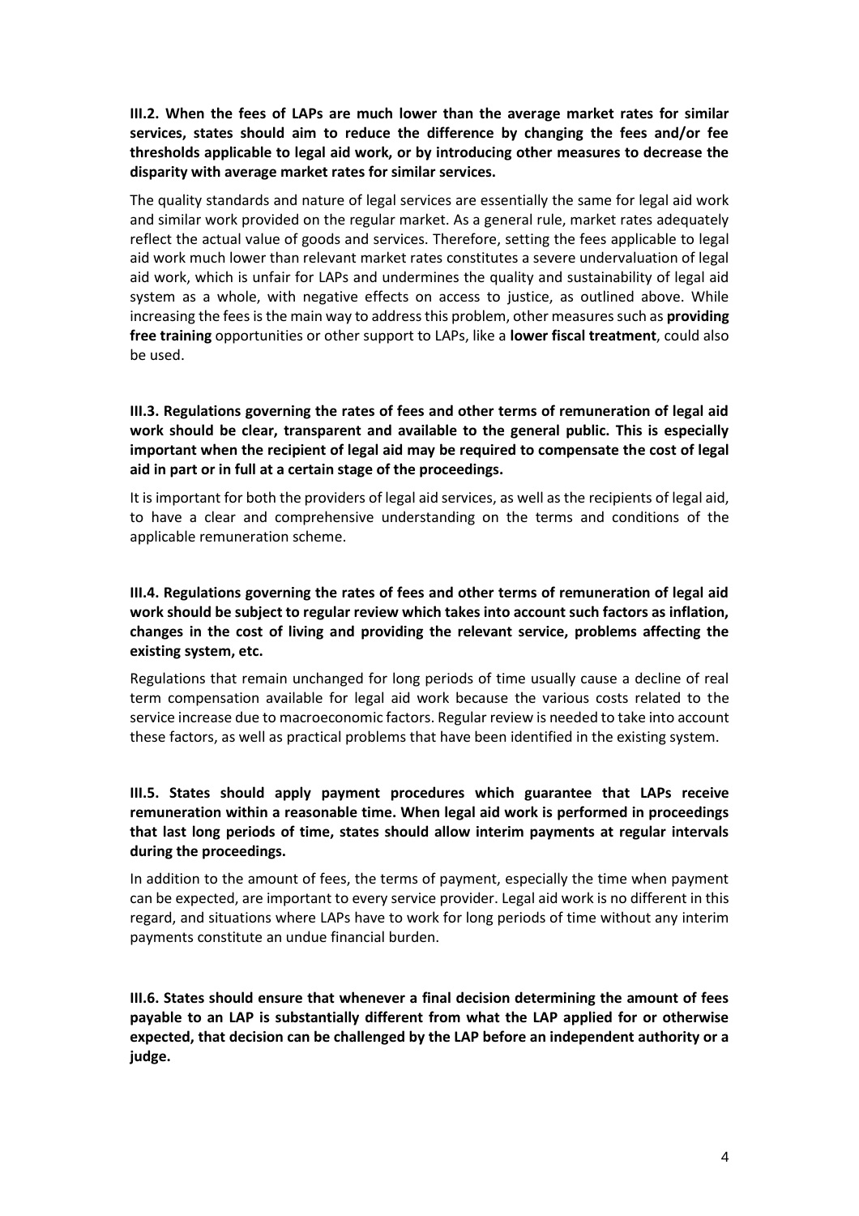**III.2. When the fees of LAPs are much lower than the average market rates for similar services, states should aim to reduce the difference by changing the fees and/or fee thresholds applicable to legal aid work, or by introducing other measures to decrease the disparity with average market rates for similar services.**

The quality standards and nature of legal services are essentially the same for legal aid work and similar work provided on the regular market. As a general rule, market rates adequately reflect the actual value of goods and services. Therefore, setting the fees applicable to legal aid work much lower than relevant market rates constitutes a severe undervaluation of legal aid work, which is unfair for LAPs and undermines the quality and sustainability of legal aid system as a whole, with negative effects on access to justice, as outlined above. While increasing the fees is the main way to address this problem, other measures such as **providing free training** opportunities or other support to LAPs, like a **lower fiscal treatment**, could also be used.

**III.3. Regulations governing the rates of fees and other terms of remuneration of legal aid work should be clear, transparent and available to the general public. This is especially important when the recipient of legal aid may be required to compensate the cost of legal aid in part or in full at a certain stage of the proceedings.**

It is important for both the providers of legal aid services, as well as the recipients of legal aid, to have a clear and comprehensive understanding on the terms and conditions of the applicable remuneration scheme.

**III.4. Regulations governing the rates of fees and other terms of remuneration of legal aid work should be subject to regular review which takes into account such factors as inflation, changes in the cost of living and providing the relevant service, problems affecting the existing system, etc.**

Regulations that remain unchanged for long periods of time usually cause a decline of real term compensation available for legal aid work because the various costs related to the service increase due to macroeconomic factors. Regular review is needed to take into account these factors, as well as practical problems that have been identified in the existing system.

**III.5. States should apply payment procedures which guarantee that LAPs receive remuneration within a reasonable time. When legal aid work is performed in proceedings that last long periods of time, states should allow interim payments at regular intervals during the proceedings.**

In addition to the amount of fees, the terms of payment, especially the time when payment can be expected, are important to every service provider. Legal aid work is no different in this regard, and situations where LAPs have to work for long periods of time without any interim payments constitute an undue financial burden.

**III.6. States should ensure that whenever a final decision determining the amount of fees payable to an LAP is substantially different from what the LAP applied for or otherwise expected, that decision can be challenged by the LAP before an independent authority or a judge.**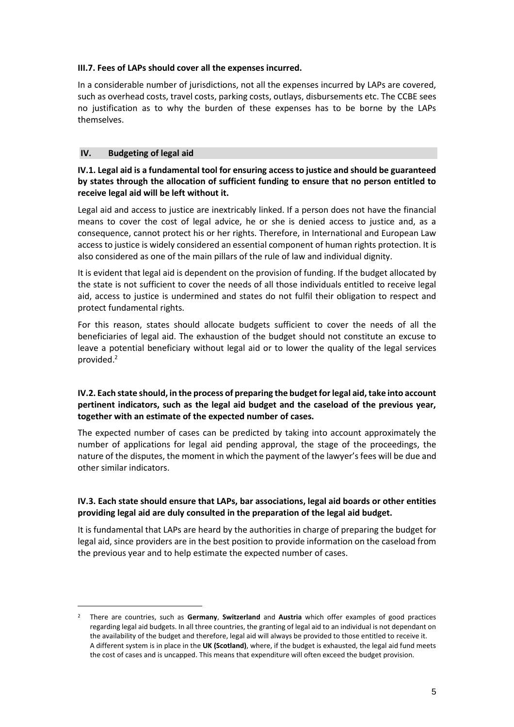**III.7. Fees of LAPs should cover all the expenses incurred.**

In a considerable number of jurisdictions, not all the expenses incurred by LAPs are covered, such as overhead costs, travel costs, parking costs, outlays, disbursements etc. The CCBE sees no justification as to why the burden of these expenses has to be borne by the LAPs themselves.

## IV. Budgeting of legal aid

**IV.1. Legal aid is a fundamental tool for ensuring access to justice and should be guaranteed by states through the allocation of sufficient funding to ensure that no person entitled to receive legal aid will be left without it.**

Legal aid and access to justice are inextricably linked. If a person does not have the financial means to cover the cost of legal advice, he or she is denied access to justice and, as a consequence, cannot protect his or her rights. Therefore, in International and European Law access to justice is widely considered an essential component of human rights protection. It is also considered as one of the main pillars of the rule of law and individual dignity.

It is evident that legal aid is dependent on the provision of funding. If the budget allocated by the state is not sufficient to cover the needs of all those individuals entitled to receive legal aid, access to justice is undermined and states do not fulfil their obligation to respect and protect fundamental rights.

For this reason, states should allocate budgets sufficient to cover the needs of all the beneficiaries of legal aid. The exhaustion of the budget should not constitute an excuse to leave a potential beneficiary without legal aid or to lower the quality of the legal services provided.[2]

**IV.2. Each state should, in the process of preparing the budget for legal aid, take into account pertinent indicators, such as the legal aid budget and the caseload of the previous year, together with an estimate of the expected number of cases.**

The expected number of cases can be predicted by taking into account approximately the number of applications for legal aid pending approval, the stage of the proceedings, the nature of the disputes, the moment in which the payment of the lawyer's fees will be due and other similar indicators.

**IV.3. Each state should ensure that LAPs, bar associations, legal aid boards or other entities providing legal aid are duly consulted in the preparation of the legal aid budget.**

It is fundamental that LAPs are heard by the authorities in charge of preparing the budget for legal aid, since providers are in the best position to provide information on the caseload from the previous year and to help estimate the expected number of cases.

---

[2] There are countries, such as **Germany**, **Switzerland** and **Austria** which offer examples of good practices regarding legal aid budgets. In all three countries, the granting of legal aid to an individual is not dependant on the availability of the budget and therefore, legal aid will always be provided to those entitled to receive it. A different system is in place in the **UK (Scotland)**, where, if the budget is exhausted, the legal aid fund meets the cost of cases and is uncapped. This means that expenditure will often exceed the budget provision.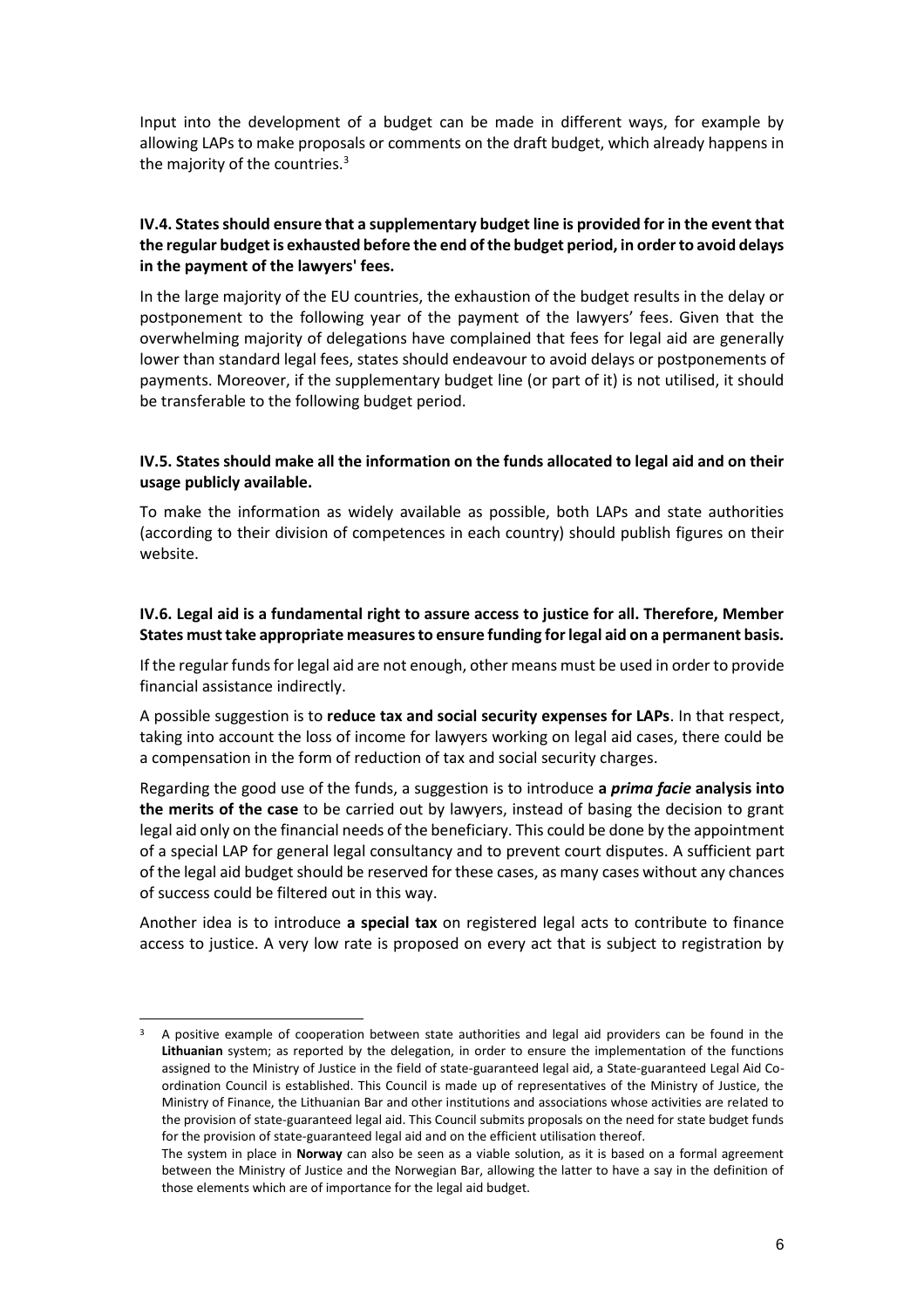Input into the development of a budget can be made in different ways, for example by allowing LAPs to make proposals or comments on the draft budget, which already happens in the majority of the countries.[3]

**IV.4. States should ensure that a supplementary budget line is provided for in the event that the regular budget is exhausted before the end of the budget period, in order to avoid delays in the payment of the lawyers' fees.**

In the large majority of the EU countries, the exhaustion of the budget results in the delay or postponement to the following year of the payment of the lawyers' fees. Given that the overwhelming majority of delegations have complained that fees for legal aid are generally lower than standard legal fees, states should endeavour to avoid delays or postponements of payments. Moreover, if the supplementary budget line (or part of it) is not utilised, it should be transferable to the following budget period.

**IV.5. States should make all the information on the funds allocated to legal aid and on their usage publicly available.**

To make the information as widely available as possible, both LAPs and state authorities (according to their division of competences in each country) should publish figures on their website.

**IV.6. Legal aid is a fundamental right to assure access to justice for all. Therefore, Member States must take appropriate measures to ensure funding for legal aid on a permanent basis.**

If the regular funds for legal aid are not enough, other means must be used in order to provide financial assistance indirectly.

A possible suggestion is to **reduce tax and social security expenses for LAPs**. In that respect, taking into account the loss of income for lawyers working on legal aid cases, there could be a compensation in the form of reduction of tax and social security charges.

Regarding the good use of the funds, a suggestion is to introduce **a *prima facie* analysis into the merits of the case** to be carried out by lawyers, instead of basing the decision to grant legal aid only on the financial needs of the beneficiary. This could be done by the appointment of a special LAP for general legal consultancy and to prevent court disputes. A sufficient part of the legal aid budget should be reserved for these cases, as many cases without any chances of success could be filtered out in this way.

Another idea is to introduce **a special tax** on registered legal acts to contribute to finance access to justice. A very low rate is proposed on every act that is subject to registration by

---

[3] A positive example of cooperation between state authorities and legal aid providers can be found in the **Lithuanian** system; as reported by the delegation, in order to ensure the implementation of the functions assigned to the Ministry of Justice in the field of state-guaranteed legal aid, a State-guaranteed Legal Aid Co-ordination Council is established. This Council is made up of representatives of the Ministry of Justice, the Ministry of Finance, the Lithuanian Bar and other institutions and associations whose activities are related to the provision of state-guaranteed legal aid. This Council submits proposals on the need for state budget funds for the provision of state-guaranteed legal aid and on the efficient utilisation thereof.

The system in place in **Norway** can also be seen as a viable solution, as it is based on a formal agreement between the Ministry of Justice and the Norwegian Bar, allowing the latter to have a say in the definition of those elements which are of importance for the legal aid budget.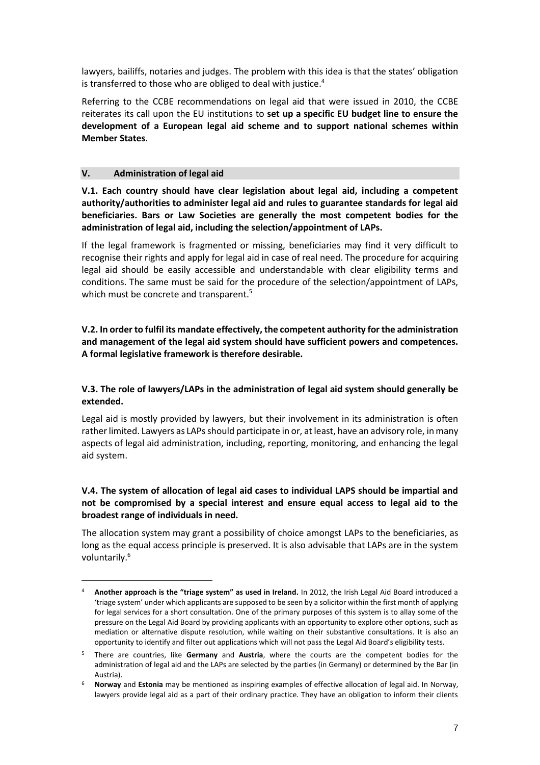lawyers, bailiffs, notaries and judges. The problem with this idea is that the states' obligation is transferred to those who are obliged to deal with justice.[4]

Referring to the CCBE recommendations on legal aid that were issued in 2010, the CCBE reiterates its call upon the EU institutions to **set up a specific EU budget line to ensure the development of a European legal aid scheme and to support national schemes within Member States**.

## V. Administration of legal aid

**V.1. Each country should have clear legislation about legal aid, including a competent authority/authorities to administer legal aid and rules to guarantee standards for legal aid beneficiaries. Bars or Law Societies are generally the most competent bodies for the administration of legal aid, including the selection/appointment of LAPs.**

If the legal framework is fragmented or missing, beneficiaries may find it very difficult to recognise their rights and apply for legal aid in case of real need. The procedure for acquiring legal aid should be easily accessible and understandable with clear eligibility terms and conditions. The same must be said for the procedure of the selection/appointment of LAPs, which must be concrete and transparent.[5]

**V.2. In order to fulfil its mandate effectively, the competent authority for the administration and management of the legal aid system should have sufficient powers and competences. A formal legislative framework is therefore desirable.**

**V.3. The role of lawyers/LAPs in the administration of legal aid system should generally be extended.**

Legal aid is mostly provided by lawyers, but their involvement in its administration is often rather limited. Lawyers as LAPs should participate in or, at least, have an advisory role, in many aspects of legal aid administration, including, reporting, monitoring, and enhancing the legal aid system.

**V.4. The system of allocation of legal aid cases to individual LAPS should be impartial and not be compromised by a special interest and ensure equal access to legal aid to the broadest range of individuals in need.**

The allocation system may grant a possibility of choice amongst LAPs to the beneficiaries, as long as the equal access principle is preserved. It is also advisable that LAPs are in the system voluntarily.[6]

---

[4] **Another approach is the "triage system" as used in Ireland.** In 2012, the Irish Legal Aid Board introduced a 'triage system' under which applicants are supposed to be seen by a solicitor within the first month of applying for legal services for a short consultation. One of the primary purposes of this system is to allay some of the pressure on the Legal Aid Board by providing applicants with an opportunity to explore other options, such as mediation or alternative dispute resolution, while waiting on their substantive consultations. It is also an opportunity to identify and filter out applications which will not pass the Legal Aid Board's eligibility tests.

[5] There are countries, like **Germany** and **Austria**, where the courts are the competent bodies for the administration of legal aid and the LAPs are selected by the parties (in Germany) or determined by the Bar (in Austria).

[6] **Norway** and **Estonia** may be mentioned as inspiring examples of effective allocation of legal aid. In Norway, lawyers provide legal aid as a part of their ordinary practice. They have an obligation to inform their clients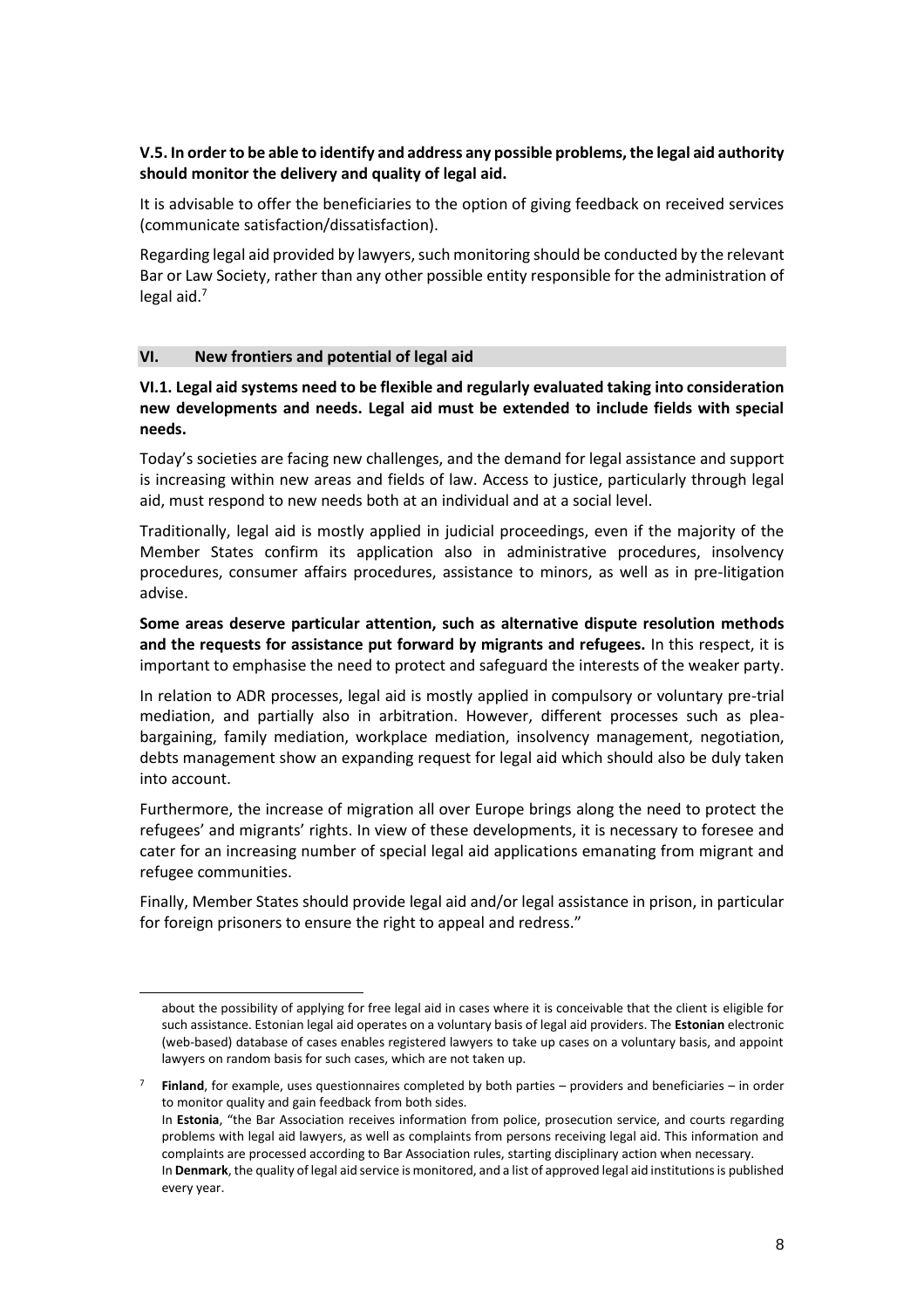**V.5. In order to be able to identify and address any possible problems, the legal aid authority should monitor the delivery and quality of legal aid.**

It is advisable to offer the beneficiaries to the option of giving feedback on received services (communicate satisfaction/dissatisfaction).

Regarding legal aid provided by lawyers, such monitoring should be conducted by the relevant Bar or Law Society, rather than any other possible entity responsible for the administration of legal aid.[7]

## VI. New frontiers and potential of legal aid

**VI.1. Legal aid systems need to be flexible and regularly evaluated taking into consideration new developments and needs. Legal aid must be extended to include fields with special needs.**

Today's societies are facing new challenges, and the demand for legal assistance and support is increasing within new areas and fields of law. Access to justice, particularly through legal aid, must respond to new needs both at an individual and at a social level.

Traditionally, legal aid is mostly applied in judicial proceedings, even if the majority of the Member States confirm its application also in administrative procedures, insolvency procedures, consumer affairs procedures, assistance to minors, as well as in pre-litigation advise.

**Some areas deserve particular attention, such as alternative dispute resolution methods and the requests for assistance put forward by migrants and refugees.** In this respect, it is important to emphasise the need to protect and safeguard the interests of the weaker party.

In relation to ADR processes, legal aid is mostly applied in compulsory or voluntary pre-trial mediation, and partially also in arbitration. However, different processes such as plea-bargaining, family mediation, workplace mediation, insolvency management, negotiation, debts management show an expanding request for legal aid which should also be duly taken into account.

Furthermore, the increase of migration all over Europe brings along the need to protect the refugees' and migrants' rights. In view of these developments, it is necessary to foresee and cater for an increasing number of special legal aid applications emanating from migrant and refugee communities.

Finally, Member States should provide legal aid and/or legal assistance in prison, in particular for foreign prisoners to ensure the right to appeal and redress."

---

about the possibility of applying for free legal aid in cases where it is conceivable that the client is eligible for such assistance. Estonian legal aid operates on a voluntary basis of legal aid providers. The **Estonian** electronic (web-based) database of cases enables registered lawyers to take up cases on a voluntary basis, and appoint lawyers on random basis for such cases, which are not taken up.

[7] **Finland**, for example, uses questionnaires completed by both parties – providers and beneficiaries – in order to monitor quality and gain feedback from both sides.
In **Estonia**, "the Bar Association receives information from police, prosecution service, and courts regarding problems with legal aid lawyers, as well as complaints from persons receiving legal aid. This information and complaints are processed according to Bar Association rules, starting disciplinary action when necessary.
In **Denmark**, the quality of legal aid service is monitored, and a list of approved legal aid institutions is published every year.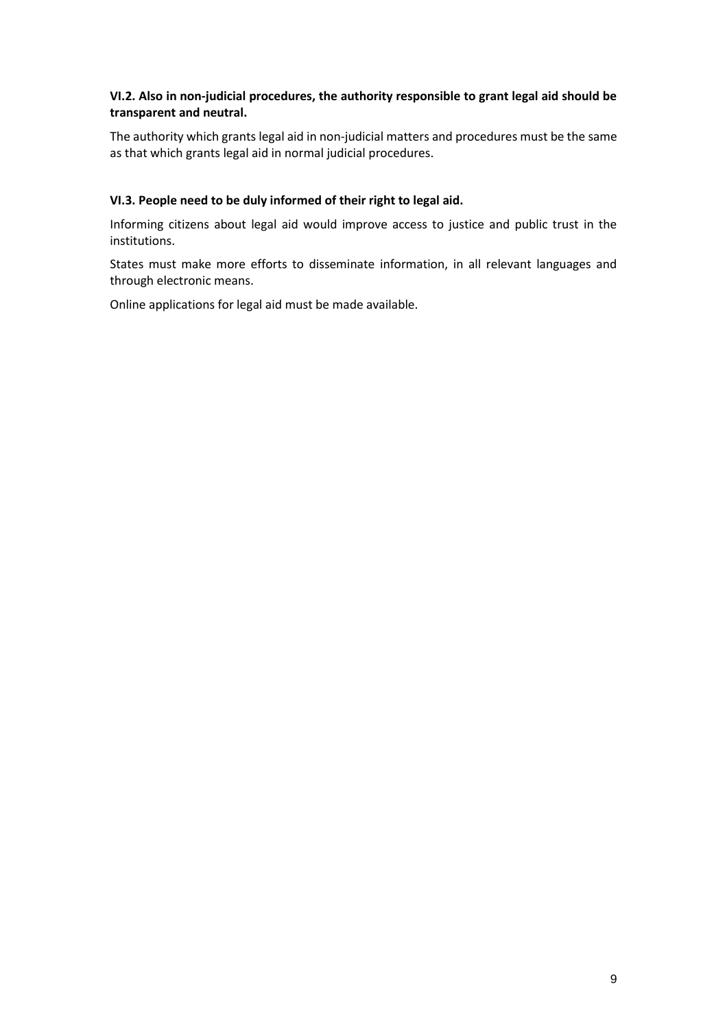**VI.2. Also in non-judicial procedures, the authority responsible to grant legal aid should be transparent and neutral.**

The authority which grants legal aid in non-judicial matters and procedures must be the same as that which grants legal aid in normal judicial procedures.

**VI.3. People need to be duly informed of their right to legal aid.**

Informing citizens about legal aid would improve access to justice and public trust in the institutions.

States must make more efforts to disseminate information, in all relevant languages and through electronic means.

Online applications for legal aid must be made available.